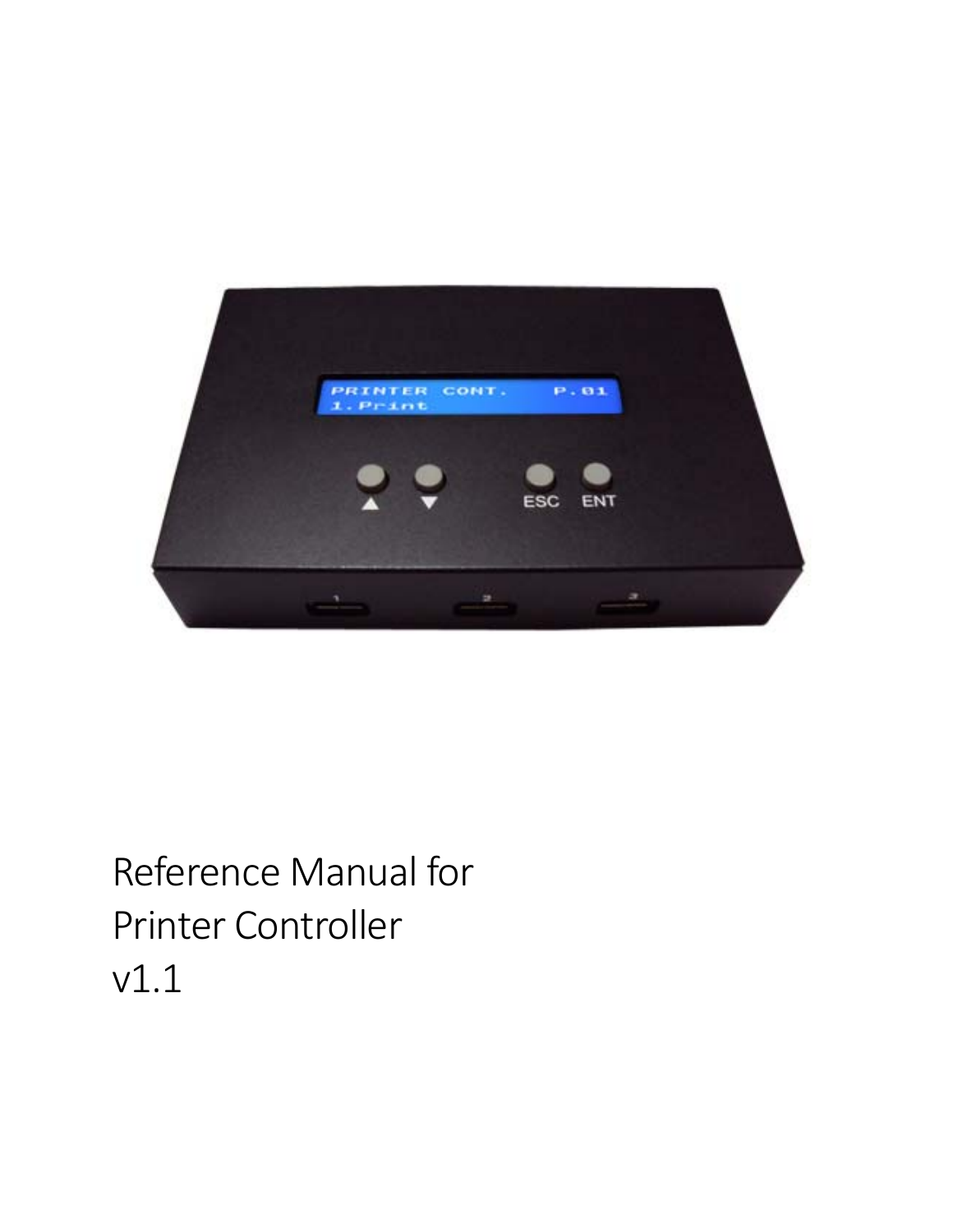Reference Manual for
Printer Controller
v1.1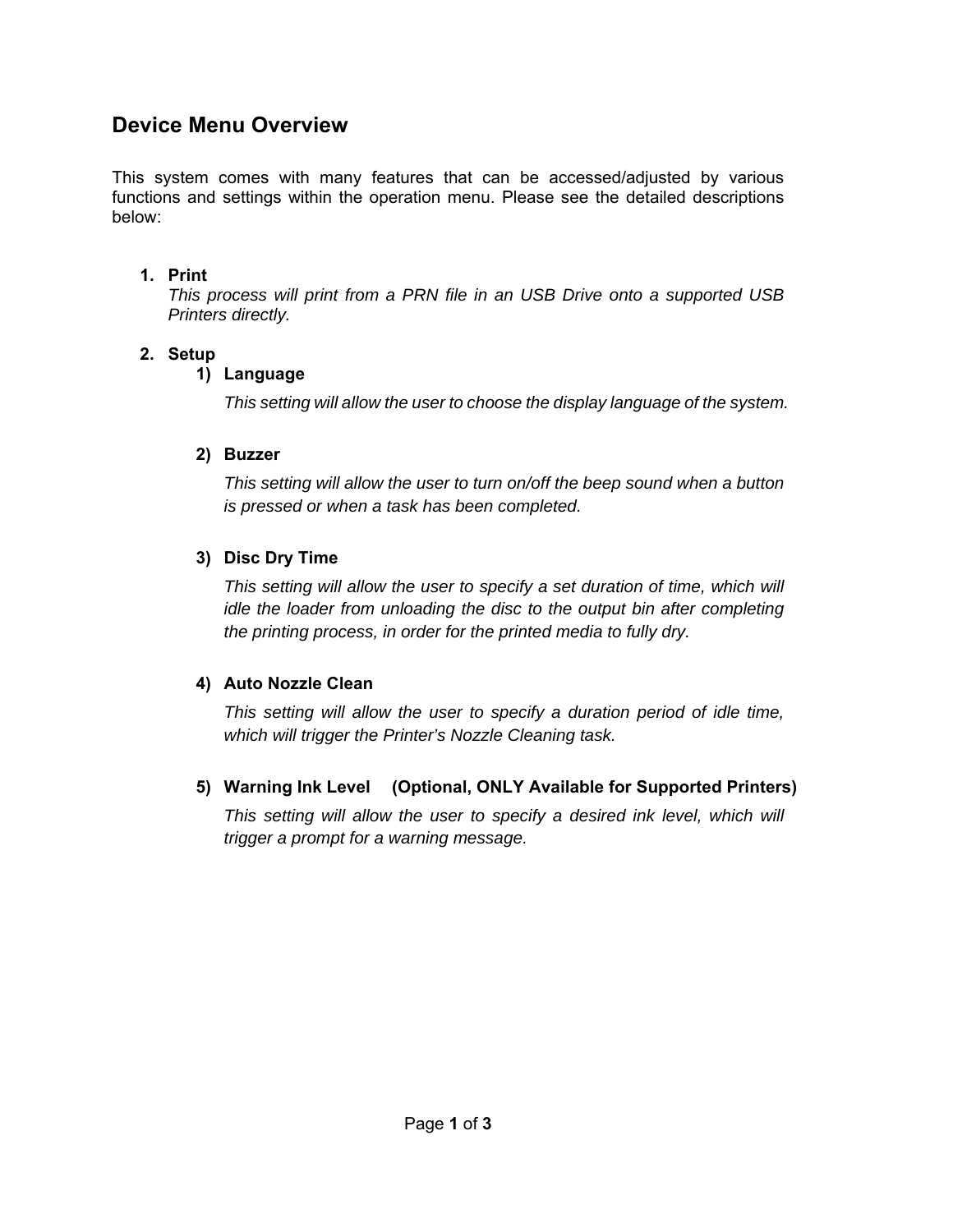## Device Menu Overview

This system comes with many features that can be accessed/adjusted by various functions and settings within the operation menu. Please see the detailed descriptions below:

1. **Print**
   *This process will print from a PRN file in an USB Drive onto a supported USB Printers directly.*

2. **Setup**
   1) **Language**

      *This setting will allow the user to choose the display language of the system.*

   2) **Buzzer**

      *This setting will allow the user to turn on/off the beep sound when a button is pressed or when a task has been completed.*

   3) **Disc Dry Time**

      *This setting will allow the user to specify a set duration of time, which will idle the loader from unloading the disc to the output bin after completing the printing process, in order for the printed media to fully dry.*

   4) **Auto Nozzle Clean**

      *This setting will allow the user to specify a duration period of idle time, which will trigger the Printer's Nozzle Cleaning task.*

   5) **Warning Ink Level (Optional, ONLY Available for Supported Printers)**

      *This setting will allow the user to specify a desired ink level, which will trigger a prompt for a warning message.*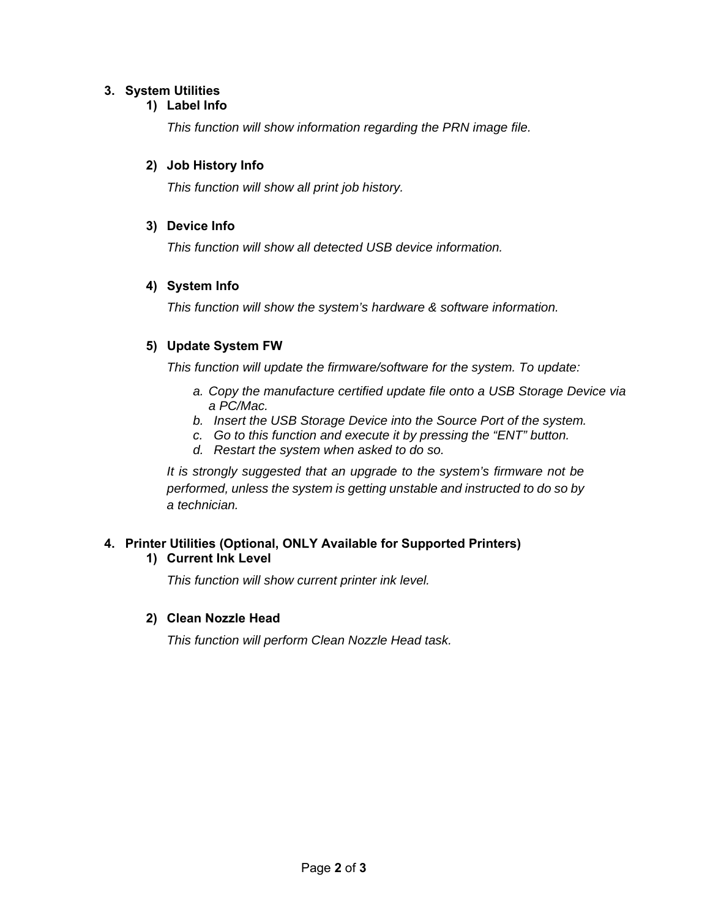3. **System Utilities**
   1) **Label Info**

      *This function will show information regarding the PRN image file.*

   2) **Job History Info**

      *This function will show all print job history.*

   3) **Device Info**

      *This function will show all detected USB device information.*

   4) **System Info**

      *This function will show the system's hardware & software information.*

   5) **Update System FW**

      *This function will update the firmware/software for the system. To update:*

      a. *Copy the manufacture certified update file onto a USB Storage Device via a PC/Mac.*
      b. *Insert the USB Storage Device into the Source Port of the system.*
      c. *Go to this function and execute it by pressing the "ENT" button.*
      d. *Restart the system when asked to do so.*

      *It is strongly suggested that an upgrade to the system's firmware not be performed, unless the system is getting unstable and instructed to do so by a technician.*

4. **Printer Utilities (Optional, ONLY Available for Supported Printers)**
   1) **Current Ink Level**

      *This function will show current printer ink level.*

   2) **Clean Nozzle Head**

      *This function will perform Clean Nozzle Head task.*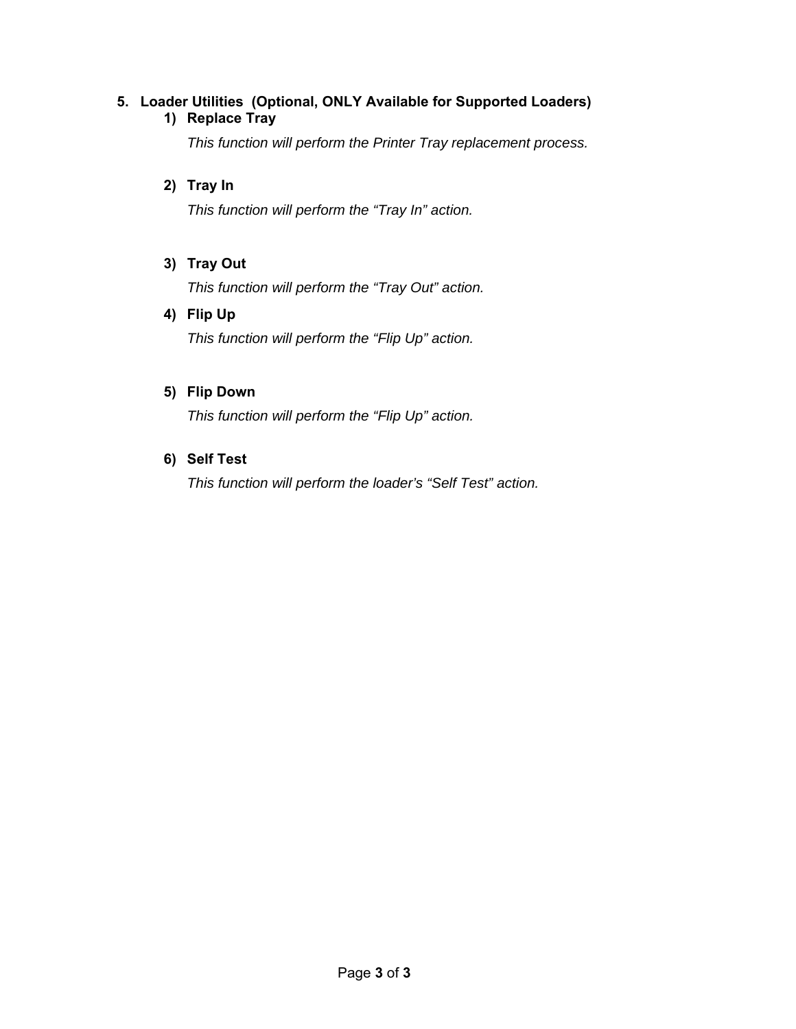## 5. Loader Utilities (Optional, ONLY Available for Supported Loaders)

### 1) Replace Tray

*This function will perform the Printer Tray replacement process.*

### 2) Tray In

*This function will perform the “Tray In” action.*

### 3) Tray Out

*This function will perform the “Tray Out” action.*

### 4) Flip Up

*This function will perform the “Flip Up” action.*

### 5) Flip Down

*This function will perform the “Flip Up” action.*

### 6) Self Test

*This function will perform the loader’s “Self Test” action.*